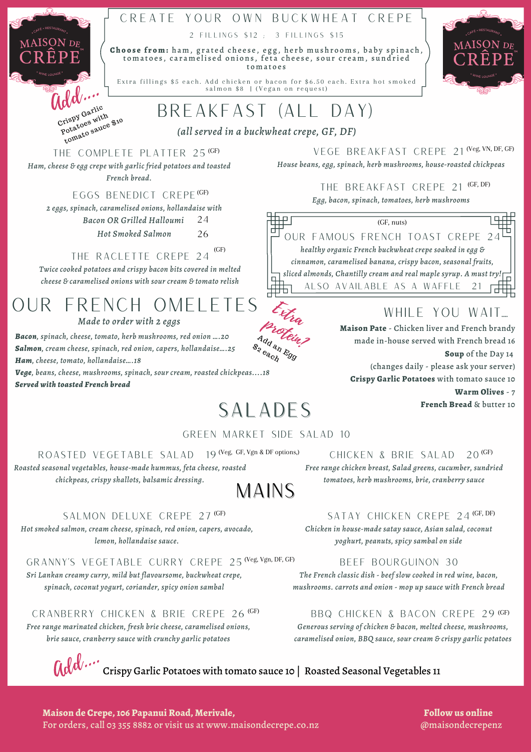# CREATE YOUR OWN BUCKWHEAT CREPE

2 FILLINGS $12 ; 3 FILLINGS $15

**Choose from:** ham, grated cheese, egg, herb mushrooms, baby spinach, tomatoes, caramelised onions, feta cheese, sour cream, sundried tomatoes

Extra fillings $5 each. Add chicken or bacon for $6.50 each. Extra hot smoked salmon $8 | (Vegan on request)

Add.... Crispy Garlic Potatoes with tomato sauce $10

# BREAKFAST (ALL DAY)

*(all served in a buckwheat crepe, GF, DF)*

### THE COMPLETE PLATTER 25 (GF)

*Ham, cheese & egg crepe with garlic fried potatoes and toasted French bread.*

### EGGS BENEDICT CREPE (GF)

*2 eggs, spinach, caramelised onions, hollandaise with*

*Bacon OR Grilled Halloumi* 24

*Hot Smoked Salmon* 26

### THE RACLETTE CREPE 24 (GF)

*Twice cooked potatoes and crispy bacon bits covered in melted cheese & caramelised onions with sour cream & tomato relish*

### VEGE BREAKFAST CREPE 21 (Veg, VN, DF, GF)

*House beans, egg, spinach, herb mushrooms, house-roasted chickpeas*

### THE BREAKFAST CREPE 21 (GF, DF)

*Egg, bacon, spinach, tomatoes, herb mushrooms*

(GF, nuts)

### OUR FAMOUS FRENCH TOAST CREPE 24

*healthy organic French buckwheat crepe soaked in egg & cinnamon, caramelised banana, crispy bacon, seasonal fruits, sliced almonds, Chantilly cream and real maple syrup. A must try!*

ALSO AVAILABLE AS A WAFFLE 21

# OUR FRENCH OMELETES

*Made to order with 2 eggs*

***Bacon**, spinach, cheese, tomato, herb mushrooms, red onion ....20*

***Salmon**, cream cheese, spinach, red onion, capers, hollandaise....25*

***Ham**, cheese, tomato, hollandaise....18*

***Vege**, beans, cheese, mushrooms, spinach, sour cream, roasted chickpeas....18*

***Served with toasted French bread***

Extra protein? Add an Egg $2 each

## WHILE YOU WAIT....

**Maison Pate** - Chicken liver and French brandy made in-house served with French bread 16

**Soup** of the Day 14 (changes daily - please ask your server)

**Crispy Garlic Potatoes** with tomato sauce 10

**Warm Olives** - 7

**French Bread** & butter 10

# SALADES

### GREEN MARKET SIDE SALAD 10

### ROASTED VEGETABLE SALAD 19 (Veg, GF, Vgn & DF options,)

*Roasted seasonal vegetables, house-made hummus, feta cheese, roasted chickpeas, crispy shallots, balsamic dressing.*

### CHICKEN & BRIE SALAD 20 (GF)

*Free range chicken breast, Salad greens, cucumber, sundried tomatoes, herb mushrooms, brie, cranberry sauce*

# MAINS

### SALMON DELUXE CREPE 27 (GF)

*Hot smoked salmon, cream cheese, spinach, red onion, capers, avocado, lemon, hollandaise sauce.*

### GRANNY'S VEGETABLE CURRY CREPE 25 (Veg, Vgn, DF, GF)

*Sri Lankan creamy curry, mild but flavoursome, buckwheat crepe, spinach, coconut yogurt, coriander, spicy onion sambal*

### CRANBERRY CHICKEN & BRIE CREPE 26 (GF)

*Free range marinated chicken, fresh brie cheese, caramelised onions, brie sauce, cranberry sauce with crunchy garlic potatoes*

### SATAY CHICKEN CREPE 24 (GF, DF)

*Chicken in house-made satay sauce, Asian salad, coconut yoghurt, peanuts, spicy sambal on side*

### BEEF BOURGUINON 30

*The French classic dish - beef slow cooked in red wine, bacon, mushrooms. carrots and onion - mop up sauce with French bread*

### BBQ CHICKEN & BACON CREPE 29 (GF)

*Generous serving of chicken & bacon, melted cheese, mushrooms, caramelised onion, BBQ sauce, sour cream & crispy garlic potatoes*

Add.... Crispy Garlic Potatoes with tomato sauce 10 | Roasted Seasonal Vegetables 11

**Maison de Crepe, 106 Papanui Road, Merivale,**
For orders, call 03 355 8882 or visit us at www.maisondecrepe.co.nz

**Follow us online**
@maisondecrepenz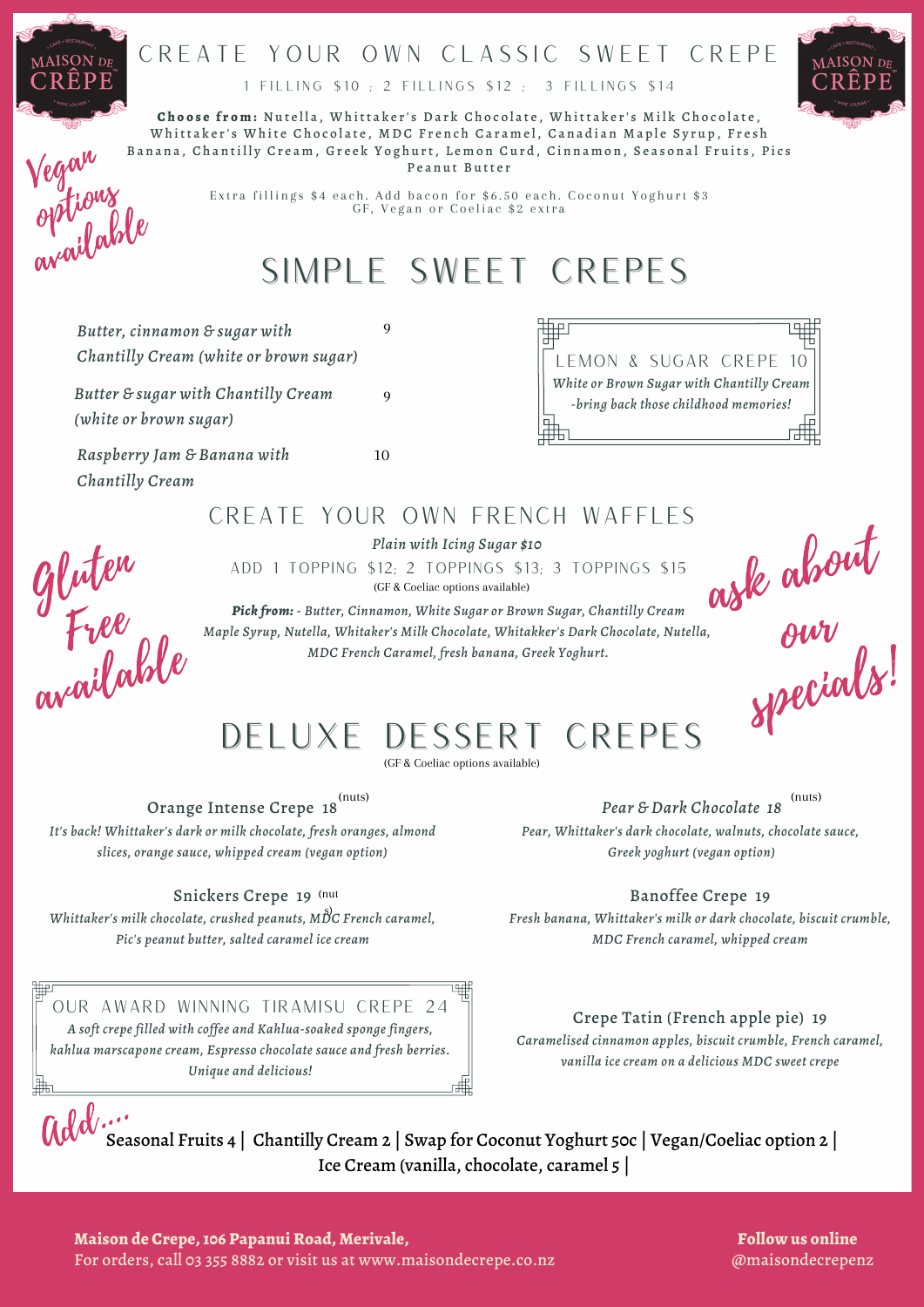# CREATE YOUR OWN CLASSIC SWEET CREPE

1 FILLING $10 ; 2 FILLINGS $12 ; 3 FILLINGS $14

**Choose from:** Nutella, Whittaker's Dark Chocolate, Whittaker's Milk Chocolate, Whittaker's White Chocolate, MDC French Caramel, Canadian Maple Syrup, Fresh Banana, Chantilly Cream, Greek Yoghurt, Lemon Curd, Cinnamon, Seasonal Fruits, Pics Peanut Butter

Extra fillings $4 each. Add bacon for $6.50 each. Coconut Yoghurt $3
GF, Vegan or Coeliac $2 extra

Vegan options available

# SIMPLE SWEET CREPES

*Butter, cinnamon & sugar with Chantilly Cream (white or brown sugar)* 9

*Butter & sugar with Chantilly Cream (white or brown sugar)* 9

*Raspberry Jam & Banana with Chantilly Cream* 10

LEMON & SUGAR CREPE 10
*White or Brown Sugar with Chantilly Cream -bring back those childhood memories!*

# CREATE YOUR OWN FRENCH WAFFLES

*Plain with Icing Sugar $10*

ADD 1 TOPPING $12; 2 TOPPINGS $13; 3 TOPPINGS $15
(GF & Coeliac options available)

***Pick from:*** *- Butter, Cinnamon, White Sugar or Brown Sugar, Chantilly Cream Maple Syrup, Nutella, Whitaker's Milk Chocolate, Whitakker's Dark Chocolate, Nutella, MDC French Caramel, fresh banana, Greek Yoghurt.*

Gluten Free available

ask about our specials!

# DELUXE DESSERT CREPES

(GF & Coeliac options available)

**Orange Intense Crepe 18** (nuts)
*It's back! Whittaker's dark or milk chocolate, fresh oranges, almond slices, orange sauce, whipped cream (vegan option)*

**Pear & Dark Chocolate 18** (nuts)
*Pear, Whittaker's dark chocolate, walnuts, chocolate sauce, Greek yoghurt (vegan option)*

**Snickers Crepe 19** (nuts)
*Whittaker's milk chocolate, crushed peanuts, MDC French caramel, Pic's peanut butter, salted caramel ice cream*

**Banoffee Crepe 19**
*Fresh banana, Whittaker's milk or dark chocolate, biscuit crumble, MDC French caramel, whipped cream*

OUR AWARD WINNING TIRAMISU CREPE 24
*A soft crepe filled with coffee and Kahlua-soaked sponge fingers, kahlua marscapone cream, Espresso chocolate sauce and fresh berries. Unique and delicious!*

**Crepe Tatin (French apple pie) 19**
*Caramelised cinnamon apples, biscuit crumble, French caramel, vanilla ice cream on a delicious MDC sweet crepe*

Add.... Seasonal Fruits 4 | Chantilly Cream 2 | Swap for Coconut Yoghurt 50c | Vegan/Coeliac option 2 | Ice Cream (vanilla, chocolate, caramel 5 |

**Maison de Crepe, 106 Papanui Road, Merivale,**
For orders, call 03 355 8882 or visit us at www.maisondecrepe.co.nz

**Follow us online**
@maisondecrepenz